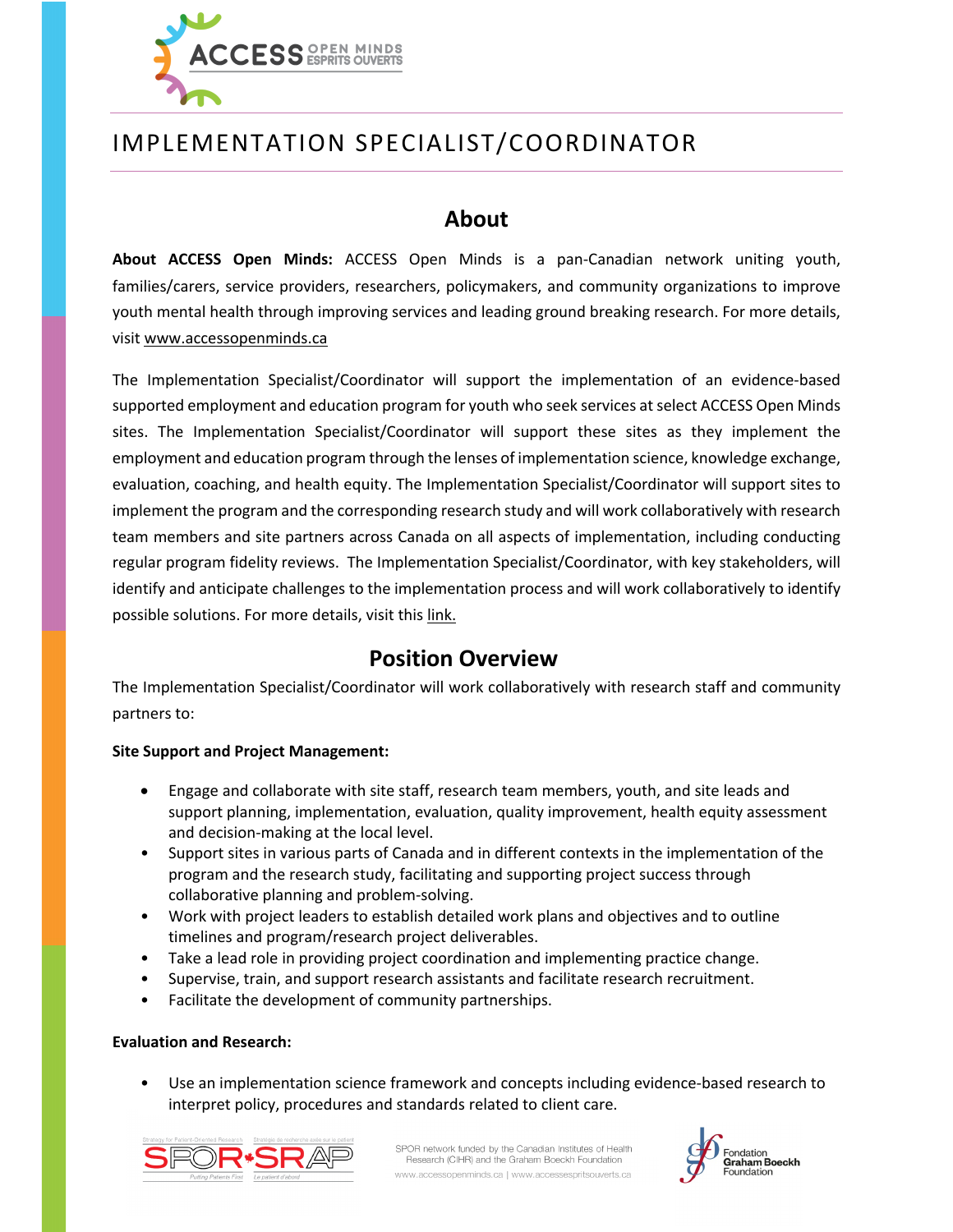# IMPLEMENTATION SPECIALIST/COORDINATOR

## About

**About ACCESS Open Minds:** ACCESS Open Minds is a pan-Canadian network uniting youth, families/carers, service providers, researchers, policymakers, and community organizations to improve youth mental health through improving services and leading ground breaking research. For more details, visit www.accessopenminds.ca

The Implementation Specialist/Coordinator will support the implementation of an evidence-based supported employment and education program for youth who seek services at select ACCESS Open Minds sites. The Implementation Specialist/Coordinator will support these sites as they implement the employment and education program through the lenses of implementation science, knowledge exchange, evaluation, coaching, and health equity. The Implementation Specialist/Coordinator will support sites to implement the program and the corresponding research study and will work collaboratively with research team members and site partners across Canada on all aspects of implementation, including conducting regular program fidelity reviews. The Implementation Specialist/Coordinator, with key stakeholders, will identify and anticipate challenges to the implementation process and will work collaboratively to identify possible solutions. For more details, visit this link.

## Position Overview

The Implementation Specialist/Coordinator will work collaboratively with research staff and community partners to:

**Site Support and Project Management:**

- Engage and collaborate with site staff, research team members, youth, and site leads and support planning, implementation, evaluation, quality improvement, health equity assessment and decision-making at the local level.
- Support sites in various parts of Canada and in different contexts in the implementation of the program and the research study, facilitating and supporting project success through collaborative planning and problem-solving.
- Work with project leaders to establish detailed work plans and objectives and to outline timelines and program/research project deliverables.
- Take a lead role in providing project coordination and implementing practice change.
- Supervise, train, and support research assistants and facilitate research recruitment.
- Facilitate the development of community partnerships.

**Evaluation and Research:**

- Use an implementation science framework and concepts including evidence-based research to interpret policy, procedures and standards related to client care.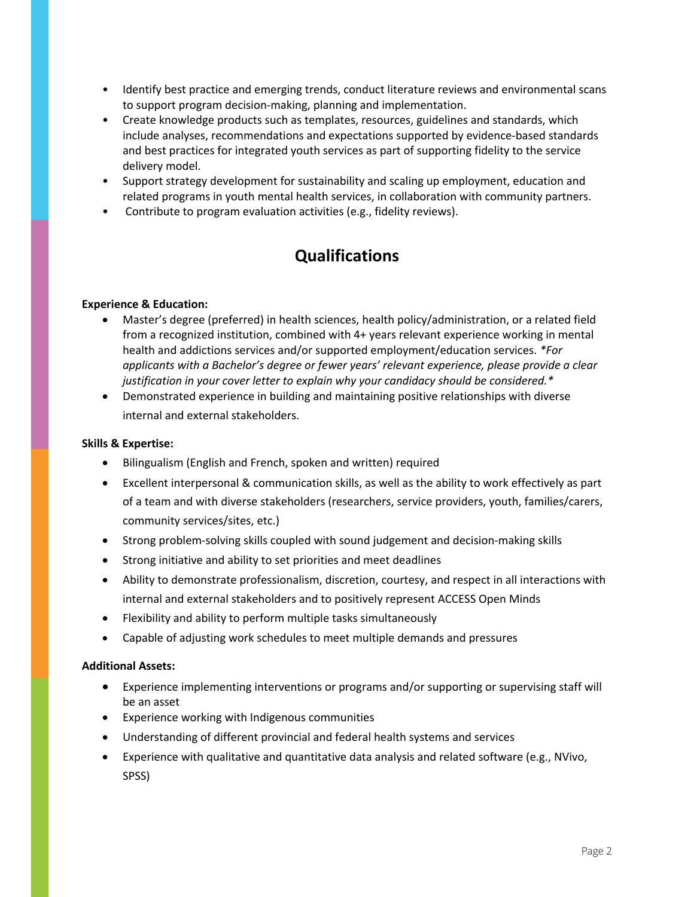- Identify best practice and emerging trends, conduct literature reviews and environmental scans to support program decision-making, planning and implementation.
- Create knowledge products such as templates, resources, guidelines and standards, which include analyses, recommendations and expectations supported by evidence-based standards and best practices for integrated youth services as part of supporting fidelity to the service delivery model.
- Support strategy development for sustainability and scaling up employment, education and related programs in youth mental health services, in collaboration with community partners.
- Contribute to program evaluation activities (e.g., fidelity reviews).

## Qualifications

**Experience & Education:**

- Master's degree (preferred) in health sciences, health policy/administration, or a related field from a recognized institution, combined with 4+ years relevant experience working in mental health and addictions services and/or supported employment/education services. **For applicants with a Bachelor's degree or fewer years' relevant experience, please provide a clear justification in your cover letter to explain why your candidacy should be considered.**
- Demonstrated experience in building and maintaining positive relationships with diverse internal and external stakeholders.

**Skills & Expertise:**

- Bilingualism (English and French, spoken and written) required
- Excellent interpersonal & communication skills, as well as the ability to work effectively as part of a team and with diverse stakeholders (researchers, service providers, youth, families/carers, community services/sites, etc.)
- Strong problem-solving skills coupled with sound judgement and decision-making skills
- Strong initiative and ability to set priorities and meet deadlines
- Ability to demonstrate professionalism, discretion, courtesy, and respect in all interactions with internal and external stakeholders and to positively represent ACCESS Open Minds
- Flexibility and ability to perform multiple tasks simultaneously
- Capable of adjusting work schedules to meet multiple demands and pressures

**Additional Assets:**

- Experience implementing interventions or programs and/or supporting or supervising staff will be an asset
- Experience working with Indigenous communities
- Understanding of different provincial and federal health systems and services
- Experience with qualitative and quantitative data analysis and related software (e.g., NVivo, SPSS)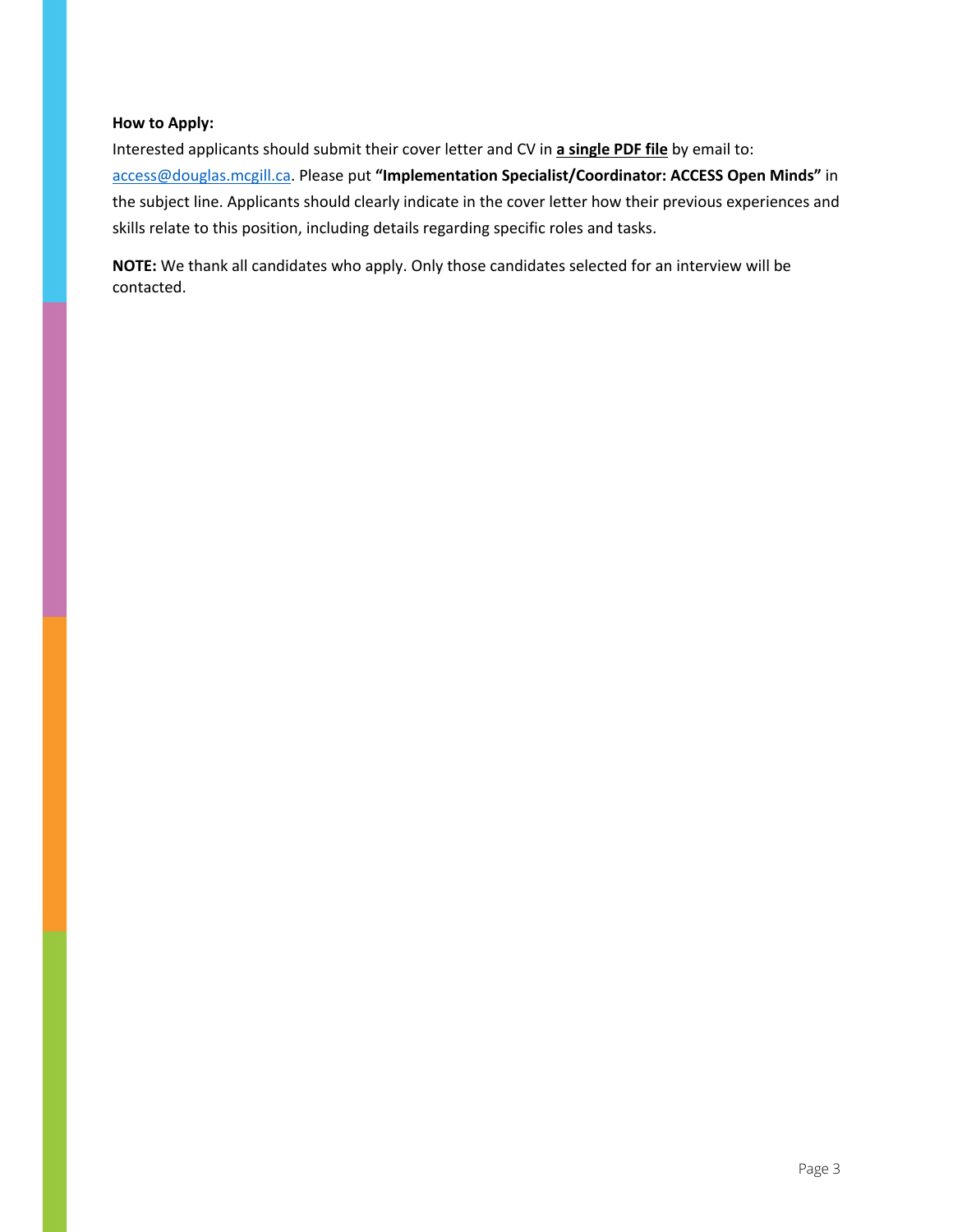**How to Apply:**

Interested applicants should submit their cover letter and CV in **a single PDF file** by email to: [access@douglas.mcgill.ca](mailto:access@douglas.mcgill.ca). Please put **"Implementation Specialist/Coordinator: ACCESS Open Minds"** in the subject line. Applicants should clearly indicate in the cover letter how their previous experiences and skills relate to this position, including details regarding specific roles and tasks.

**NOTE:** We thank all candidates who apply. Only those candidates selected for an interview will be contacted.